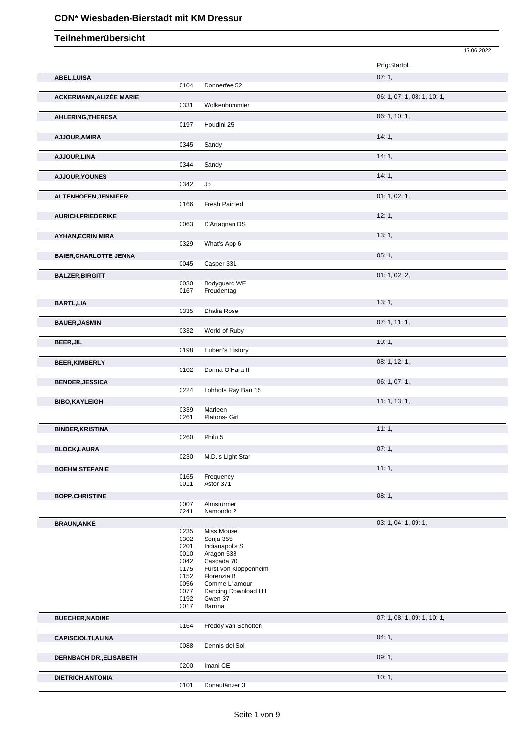# CDN* Wiesbaden-Bierstadt mit KM Dressur

## Teilnehmerübersicht

17.06.2022

| Name | Nr. | Pferd | Prfg:Startpl. |
|---|---|---|---|
| **ABEL,LUISA** | | | 07: 1, |
| | 0104 | Donnerfee 52 | |
| **ACKERMANN,ALIZÉE MARIE** | | | 06: 1, 07: 1, 08: 1, 10: 1, |
| | 0331 | Wolkenbummler | |
| **AHLERING,THERESA** | | | 06: 1, 10: 1, |
| | 0197 | Houdini 25 | |
| **AJJOUR,AMIRA** | | | 14: 1, |
| | 0345 | Sandy | |
| **AJJOUR,LINA** | | | 14: 1, |
| | 0344 | Sandy | |
| **AJJOUR,YOUNES** | | | 14: 1, |
| | 0342 | Jo | |
| **ALTENHOFEN,JENNIFER** | | | 01: 1, 02: 1, |
| | 0166 | Fresh Painted | |
| **AURICH,FRIEDERIKE** | | | 12: 1, |
| | 0063 | D'Artagnan DS | |
| **AYHAN,ECRIN MIRA** | | | 13: 1, |
| | 0329 | What's App 6 | |
| **BAIER,CHARLOTTE JENNA** | | | 05: 1, |
| | 0045 | Casper 331 | |
| **BALZER,BIRGITT** | | | 01: 1, 02: 2, |
| | 0030 | Bodyguard WF | |
| | 0167 | Freudentag | |
| **BARTL,LIA** | | | 13: 1, |
| | 0335 | Dhalia Rose | |
| **BAUER,JASMIN** | | | 07: 1, 11: 1, |
| | 0332 | World of Ruby | |
| **BEER,JIL** | | | 10: 1, |
| | 0198 | Hubert's History | |
| **BEER,KIMBERLY** | | | 08: 1, 12: 1, |
| | 0102 | Donna O'Hara II | |
| **BENDER,JESSICA** | | | 06: 1, 07: 1, |
| | 0224 | Lohhofs Ray Ban 15 | |
| **BIBO,KAYLEIGH** | | | 11: 1, 13: 1, |
| | 0339 | Marleen | |
| | 0261 | Platons- Girl | |
| **BINDER,KRISTINA** | | | 11: 1, |
| | 0260 | Philu 5 | |
| **BLOCK,LAURA** | | | 07: 1, |
| | 0230 | M.D.'s Light Star | |
| **BOEHM,STEFANIE** | | | 11: 1, |
| | 0165 | Frequency | |
| | 0011 | Astor 371 | |
| **BOPP,CHRISTINE** | | | 08: 1, |
| | 0007 | Almstürmer | |
| | 0241 | Namondo 2 | |
| **BRAUN,ANKE** | | | 03: 1, 04: 1, 09: 1, |
| | 0235 | Miss Mouse | |
| | 0302 | Sonja 355 | |
| | 0201 | Indianapolis S | |
| | 0010 | Aragon 538 | |
| | 0042 | Cascada 70 | |
| | 0175 | Fürst von Kloppenheim | |
| | 0152 | Florenzia B | |
| | 0056 | Comme L' amour | |
| | 0077 | Dancing Download LH | |
| | 0192 | Gwen 37 | |
| | 0017 | Barrina | |
| **BUECHER,NADINE** | | | 07: 1, 08: 1, 09: 1, 10: 1, |
| | 0164 | Freddy van Schotten | |
| **CAPISCIOLTI,ALINA** | | | 04: 1, |
| | 0088 | Dennis del Sol | |
| **DERNBACH DR.,ELISABETH** | | | 09: 1, |
| | 0200 | Imani CE | |
| **DIETRICH,ANTONIA** | | | 10: 1, |
| | 0101 | Donautänzer 3 | |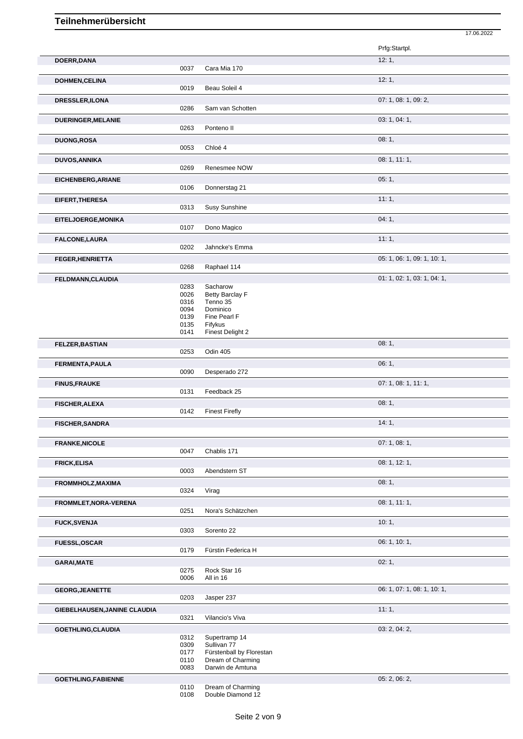# Teilnehmerübersicht

17.06.2022

| Teilnehmer | Nr. | Pferd | Prfg:Startpl. |
|---|---|---|---|
| **DOERR,DANA** | | | 12: 1, |
| | 0037 | Cara Mia 170 | |
| **DOHMEN,CELINA** | | | 12: 1, |
| | 0019 | Beau Soleil 4 | |
| **DRESSLER,ILONA** | | | 07: 1, 08: 1, 09: 2, |
| | 0286 | Sam van Schotten | |
| **DUERINGER,MELANIE** | | | 03: 1, 04: 1, |
| | 0263 | Ponteno II | |
| **DUONG,ROSA** | | | 08: 1, |
| | 0053 | Chloé 4 | |
| **DUVOS,ANNIKA** | | | 08: 1, 11: 1, |
| | 0269 | Renesmee NOW | |
| **EICHENBERG,ARIANE** | | | 05: 1, |
| | 0106 | Donnerstag 21 | |
| **EIFERT,THERESA** | | | 11: 1, |
| | 0313 | Susy Sunshine | |
| **EITELJOERGE,MONIKA** | | | 04: 1, |
| | 0107 | Dono Magico | |
| **FALCONE,LAURA** | | | 11: 1, |
| | 0202 | Jahncke's Emma | |
| **FEGER,HENRIETTA** | | | 05: 1, 06: 1, 09: 1, 10: 1, |
| | 0268 | Raphael 114 | |
| **FELDMANN,CLAUDIA** | | | 01: 1, 02: 1, 03: 1, 04: 1, |
| | 0283 | Sacharow | |
| | 0026 | Betty Barclay F | |
| | 0316 | Tenno 35 | |
| | 0094 | Dominico | |
| | 0139 | Fine Pearl F | |
| | 0135 | Fifykus | |
| | 0141 | Finest Delight 2 | |
| **FELZER,BASTIAN** | | | 08: 1, |
| | 0253 | Odin 405 | |
| **FERMENTA,PAULA** | | | 06: 1, |
| | 0090 | Desperado 272 | |
| **FINUS,FRAUKE** | | | 07: 1, 08: 1, 11: 1, |
| | 0131 | Feedback 25 | |
| **FISCHER,ALEXA** | | | 08: 1, |
| | 0142 | Finest Firefly | |
| **FISCHER,SANDRA** | | | 14: 1, |
| **FRANKE,NICOLE** | | | 07: 1, 08: 1, |
| | 0047 | Chablis 171 | |
| **FRICK,ELISA** | | | 08: 1, 12: 1, |
| | 0003 | Abendstern ST | |
| **FROMMHOLZ,MAXIMA** | | | 08: 1, |
| | 0324 | Virag | |
| **FROMMLET,NORA-VERENA** | | | 08: 1, 11: 1, |
| | 0251 | Nora's Schätzchen | |
| **FUCK,SVENJA** | | | 10: 1, |
| | 0303 | Sorento 22 | |
| **FUESSL,OSCAR** | | | 06: 1, 10: 1, |
| | 0179 | Fürstin Federica H | |
| **GARAI,MATE** | | | 02: 1, |
| | 0275 | Rock Star 16 | |
| | 0006 | All in 16 | |
| **GEORG,JEANETTE** | | | 06: 1, 07: 1, 08: 1, 10: 1, |
| | 0203 | Jasper 237 | |
| **GIEBELHAUSEN,JANINE CLAUDIA** | | | 11: 1, |
| | 0321 | Vilancio's Viva | |
| **GOETHLING,CLAUDIA** | | | 03: 2, 04: 2, |
| | 0312 | Supertramp 14 | |
| | 0309 | Sullivan 77 | |
| | 0177 | Fürstenball by Florestan | |
| | 0110 | Dream of Charming | |
| | 0083 | Darwin de Amtuna | |
| **GOETHLING,FABIENNE** | | | 05: 2, 06: 2, |
| | 0110 | Dream of Charming | |
| | 0108 | Double Diamond 12 | |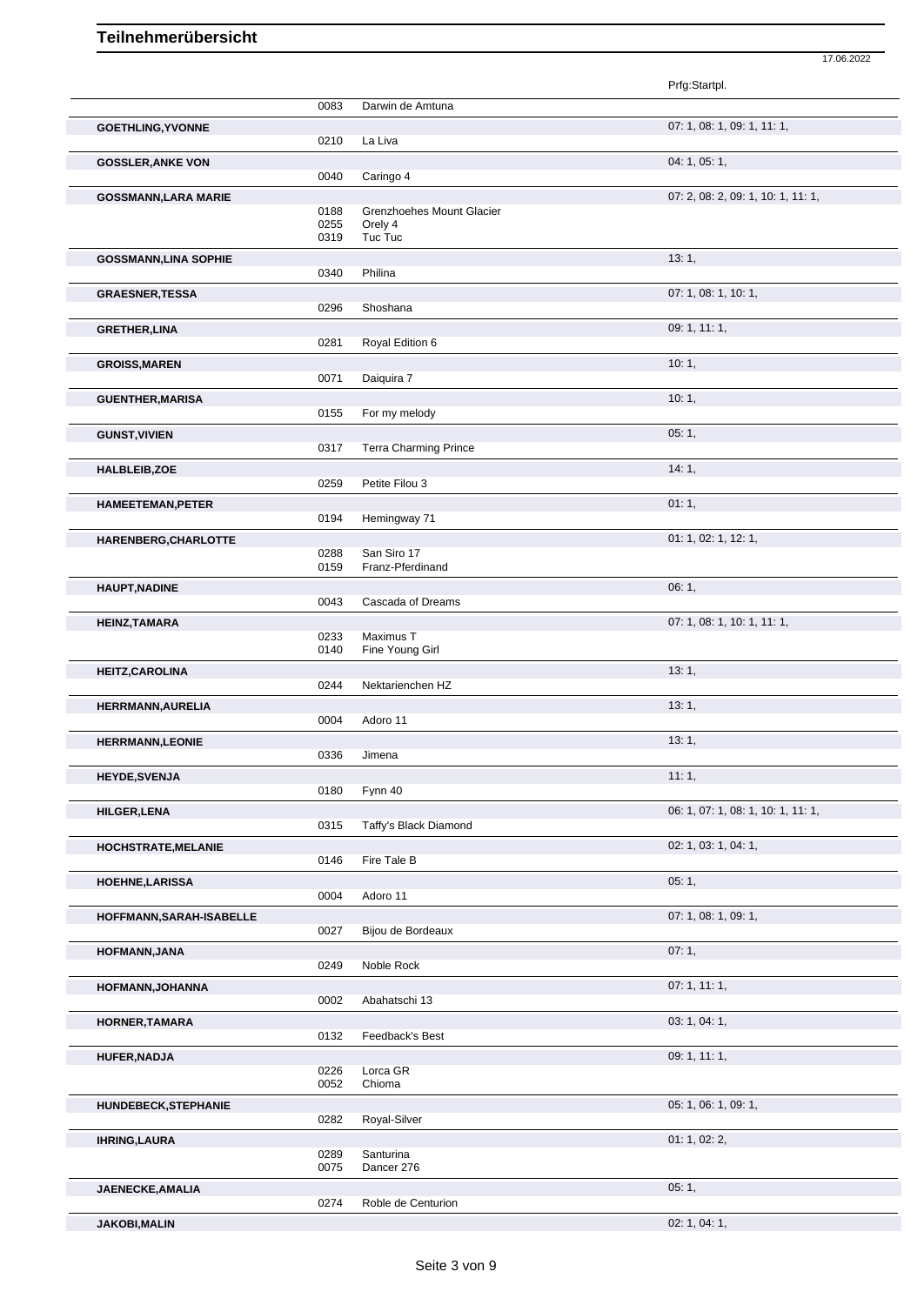# Teilnehmerübersicht

17.06.2022

| Name | Nr. | Pferd | Prfg:Startpl. |
|---|---|---|---|
| | 0083 | Darwin de Amtuna | |
| **GOETHLING,YVONNE** | | | 07: 1, 08: 1, 09: 1, 11: 1, |
| | 0210 | La Liva | |
| **GOSSLER,ANKE VON** | | | 04: 1, 05: 1, |
| | 0040 | Caringo 4 | |
| **GOSSMANN,LARA MARIE** | | | 07: 2, 08: 2, 09: 1, 10: 1, 11: 1, |
| | 0188 | Grenzhoehes Mount Glacier | |
| | 0255 | Orely 4 | |
| | 0319 | Tuc Tuc | |
| **GOSSMANN,LINA SOPHIE** | | | 13: 1, |
| | 0340 | Philina | |
| **GRAESNER,TESSA** | | | 07: 1, 08: 1, 10: 1, |
| | 0296 | Shoshana | |
| **GRETHER,LINA** | | | 09: 1, 11: 1, |
| | 0281 | Royal Edition 6 | |
| **GROISS,MAREN** | | | 10: 1, |
| | 0071 | Daiquira 7 | |
| **GUENTHER,MARISA** | | | 10: 1, |
| | 0155 | For my melody | |
| **GUNST,VIVIEN** | | | 05: 1, |
| | 0317 | Terra Charming Prince | |
| **HALBLEIB,ZOE** | | | 14: 1, |
| | 0259 | Petite Filou 3 | |
| **HAMEETEMAN,PETER** | | | 01: 1, |
| | 0194 | Hemingway 71 | |
| **HARENBERG,CHARLOTTE** | | | 01: 1, 02: 1, 12: 1, |
| | 0288 | San Siro 17 | |
| | 0159 | Franz-Pferdinand | |
| **HAUPT,NADINE** | | | 06: 1, |
| | 0043 | Cascada of Dreams | |
| **HEINZ,TAMARA** | | | 07: 1, 08: 1, 10: 1, 11: 1, |
| | 0233 | Maximus T | |
| | 0140 | Fine Young Girl | |
| **HEITZ,CAROLINA** | | | 13: 1, |
| | 0244 | Nektarienchen HZ | |
| **HERRMANN,AURELIA** | | | 13: 1, |
| | 0004 | Adoro 11 | |
| **HERRMANN,LEONIE** | | | 13: 1, |
| | 0336 | Jimena | |
| **HEYDE,SVENJA** | | | 11: 1, |
| | 0180 | Fynn 40 | |
| **HILGER,LENA** | | | 06: 1, 07: 1, 08: 1, 10: 1, 11: 1, |
| | 0315 | Taffy's Black Diamond | |
| **HOCHSTRATE,MELANIE** | | | 02: 1, 03: 1, 04: 1, |
| | 0146 | Fire Tale B | |
| **HOEHNE,LARISSA** | | | 05: 1, |
| | 0004 | Adoro 11 | |
| **HOFFMANN,SARAH-ISABELLE** | | | 07: 1, 08: 1, 09: 1, |
| | 0027 | Bijou de Bordeaux | |
| **HOFMANN,JANA** | | | 07: 1, |
| | 0249 | Noble Rock | |
| **HOFMANN,JOHANNA** | | | 07: 1, 11: 1, |
| | 0002 | Abahatschi 13 | |
| **HORNER,TAMARA** | | | 03: 1, 04: 1, |
| | 0132 | Feedback's Best | |
| **HUFER,NADJA** | | | 09: 1, 11: 1, |
| | 0226 | Lorca GR | |
| | 0052 | Chioma | |
| **HUNDEBECK,STEPHANIE** | | | 05: 1, 06: 1, 09: 1, |
| | 0282 | Royal-Silver | |
| **IHRING,LAURA** | | | 01: 1, 02: 2, |
| | 0289 | Santurina | |
| | 0075 | Dancer 276 | |
| **JAENECKE,AMALIA** | | | 05: 1, |
| | 0274 | Roble de Centurion | |
| **JAKOBI,MALIN** | | | 02: 1, 04: 1, |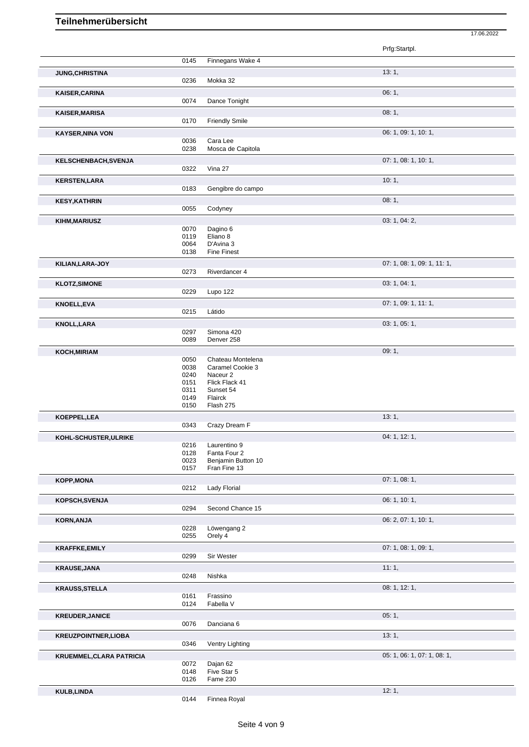# Teilnehmerübersicht

17.06.2022

| Name | Nr. | Pferd | Prfg:Startpl. |
|---|---|---|---|
| | 0145 | Finnegans Wake 4 | |
| **JUNG,CHRISTINA** | | | 13: 1, |
| | 0236 | Mokka 32 | |
| **KAISER,CARINA** | | | 06: 1, |
| | 0074 | Dance Tonight | |
| **KAISER,MARISA** | | | 08: 1, |
| | 0170 | Friendly Smile | |
| **KAYSER,NINA VON** | | | 06: 1, 09: 1, 10: 1, |
| | 0036 | Cara Lee | |
| | 0238 | Mosca de Capitola | |
| **KELSCHENBACH,SVENJA** | | | 07: 1, 08: 1, 10: 1, |
| | 0322 | Vina 27 | |
| **KERSTEN,LARA** | | | 10: 1, |
| | 0183 | Gengibre do campo | |
| **KESY,KATHRIN** | | | 08: 1, |
| | 0055 | Codyney | |
| **KIHM,MARIUSZ** | | | 03: 1, 04: 2, |
| | 0070 | Dagino 6 | |
| | 0119 | Eliano 8 | |
| | 0064 | D'Avina 3 | |
| | 0138 | Fine Finest | |
| **KILIAN,LARA-JOY** | | | 07: 1, 08: 1, 09: 1, 11: 1, |
| | 0273 | Riverdancer 4 | |
| **KLOTZ,SIMONE** | | | 03: 1, 04: 1, |
| | 0229 | Lupo 122 | |
| **KNOELL,EVA** | | | 07: 1, 09: 1, 11: 1, |
| | 0215 | Látido | |
| **KNOLL,LARA** | | | 03: 1, 05: 1, |
| | 0297 | Simona 420 | |
| | 0089 | Denver 258 | |
| **KOCH,MIRIAM** | | | 09: 1, |
| | 0050 | Chateau Montelena | |
| | 0038 | Caramel Cookie 3 | |
| | 0240 | Naceur 2 | |
| | 0151 | Flick Flack 41 | |
| | 0311 | Sunset 54 | |
| | 0149 | Flairck | |
| | 0150 | Flash 275 | |
| **KOEPPEL,LEA** | | | 13: 1, |
| | 0343 | Crazy Dream F | |
| **KOHL-SCHUSTER,ULRIKE** | | | 04: 1, 12: 1, |
| | 0216 | Laurentino 9 | |
| | 0128 | Fanta Four 2 | |
| | 0023 | Benjamin Button 10 | |
| | 0157 | Fran Fine 13 | |
| **KOPP,MONA** | | | 07: 1, 08: 1, |
| | 0212 | Lady Florial | |
| **KOPSCH,SVENJA** | | | 06: 1, 10: 1, |
| | 0294 | Second Chance 15 | |
| **KORN,ANJA** | | | 06: 2, 07: 1, 10: 1, |
| | 0228 | Löwengang 2 | |
| | 0255 | Orely 4 | |
| **KRAFFKE,EMILY** | | | 07: 1, 08: 1, 09: 1, |
| | 0299 | Sir Wester | |
| **KRAUSE,JANA** | | | 11: 1, |
| | 0248 | Nishka | |
| **KRAUSS,STELLA** | | | 08: 1, 12: 1, |
| | 0161 | Frassino | |
| | 0124 | Fabella V | |
| **KREUDER,JANICE** | | | 05: 1, |
| | 0076 | Danciana 6 | |
| **KREUZPOINTNER,LIOBA** | | | 13: 1, |
| | 0346 | Ventry Lighting | |
| **KRUEMMEL,CLARA PATRICIA** | | | 05: 1, 06: 1, 07: 1, 08: 1, |
| | 0072 | Dajan 62 | |
| | 0148 | Five Star 5 | |
| | 0126 | Fame 230 | |
| **KULB,LINDA** | | | 12: 1, |
| | 0144 | Finnea Royal | |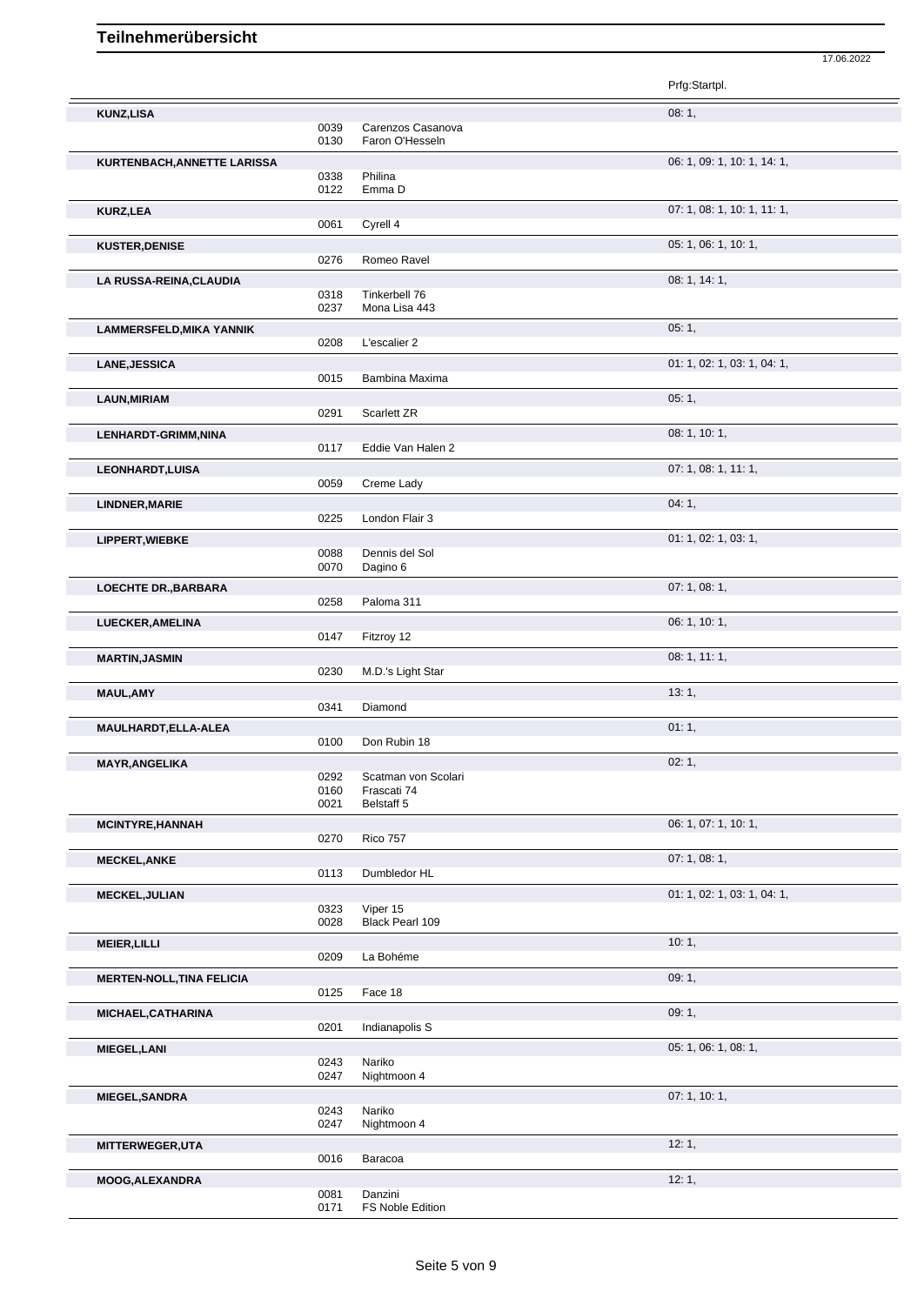# Teilnehmerübersicht

17.06.2022

| Name | Nr. | Pferd | Prfg:Startpl. |
|---|---|---|---|
| **KUNZ,LISA** | | | 08: 1, |
| | 0039 | Carenzos Casanova | |
| | 0130 | Faron O'Hesseln | |
| **KURTENBACH,ANNETTE LARISSA** | | | 06: 1, 09: 1, 10: 1, 14: 1, |
| | 0338 | Philina | |
| | 0122 | Emma D | |
| **KURZ,LEA** | | | 07: 1, 08: 1, 10: 1, 11: 1, |
| | 0061 | Cyrell 4 | |
| **KUSTER,DENISE** | | | 05: 1, 06: 1, 10: 1, |
| | 0276 | Romeo Ravel | |
| **LA RUSSA-REINA,CLAUDIA** | | | 08: 1, 14: 1, |
| | 0318 | Tinkerbell 76 | |
| | 0237 | Mona Lisa 443 | |
| **LAMMERSFELD,MIKA YANNIK** | | | 05: 1, |
| | 0208 | L'escalier 2 | |
| **LANE,JESSICA** | | | 01: 1, 02: 1, 03: 1, 04: 1, |
| | 0015 | Bambina Maxima | |
| **LAUN,MIRIAM** | | | 05: 1, |
| | 0291 | Scarlett ZR | |
| **LENHARDT-GRIMM,NINA** | | | 08: 1, 10: 1, |
| | 0117 | Eddie Van Halen 2 | |
| **LEONHARDT,LUISA** | | | 07: 1, 08: 1, 11: 1, |
| | 0059 | Creme Lady | |
| **LINDNER,MARIE** | | | 04: 1, |
| | 0225 | London Flair 3 | |
| **LIPPERT,WIEBKE** | | | 01: 1, 02: 1, 03: 1, |
| | 0088 | Dennis del Sol | |
| | 0070 | Dagino 6 | |
| **LOECHTE DR.,BARBARA** | | | 07: 1, 08: 1, |
| | 0258 | Paloma 311 | |
| **LUECKER,AMELINA** | | | 06: 1, 10: 1, |
| | 0147 | Fitzroy 12 | |
| **MARTIN,JASMIN** | | | 08: 1, 11: 1, |
| | 0230 | M.D.'s Light Star | |
| **MAUL,AMY** | | | 13: 1, |
| | 0341 | Diamond | |
| **MAULHARDT,ELLA-ALEA** | | | 01: 1, |
| | 0100 | Don Rubin 18 | |
| **MAYR,ANGELIKA** | | | 02: 1, |
| | 0292 | Scatman von Scolari | |
| | 0160 | Frascati 74 | |
| | 0021 | Belstaff 5 | |
| **MCINTYRE,HANNAH** | | | 06: 1, 07: 1, 10: 1, |
| | 0270 | Rico 757 | |
| **MECKEL,ANKE** | | | 07: 1, 08: 1, |
| | 0113 | Dumbledor HL | |
| **MECKEL,JULIAN** | | | 01: 1, 02: 1, 03: 1, 04: 1, |
| | 0323 | Viper 15 | |
| | 0028 | Black Pearl 109 | |
| **MEIER,LILLI** | | | 10: 1, |
| | 0209 | La Bohéme | |
| **MERTEN-NOLL,TINA FELICIA** | | | 09: 1, |
| | 0125 | Face 18 | |
| **MICHAEL,CATHARINA** | | | 09: 1, |
| | 0201 | Indianapolis S | |
| **MIEGEL,LANI** | | | 05: 1, 06: 1, 08: 1, |
| | 0243 | Nariko | |
| | 0247 | Nightmoon 4 | |
| **MIEGEL,SANDRA** | | | 07: 1, 10: 1, |
| | 0243 | Nariko | |
| | 0247 | Nightmoon 4 | |
| **MITTERWEGER,UTA** | | | 12: 1, |
| | 0016 | Baracoa | |
| **MOOG,ALEXANDRA** | | | 12: 1, |
| | 0081 | Danzini | |
| | 0171 | FS Noble Edition | |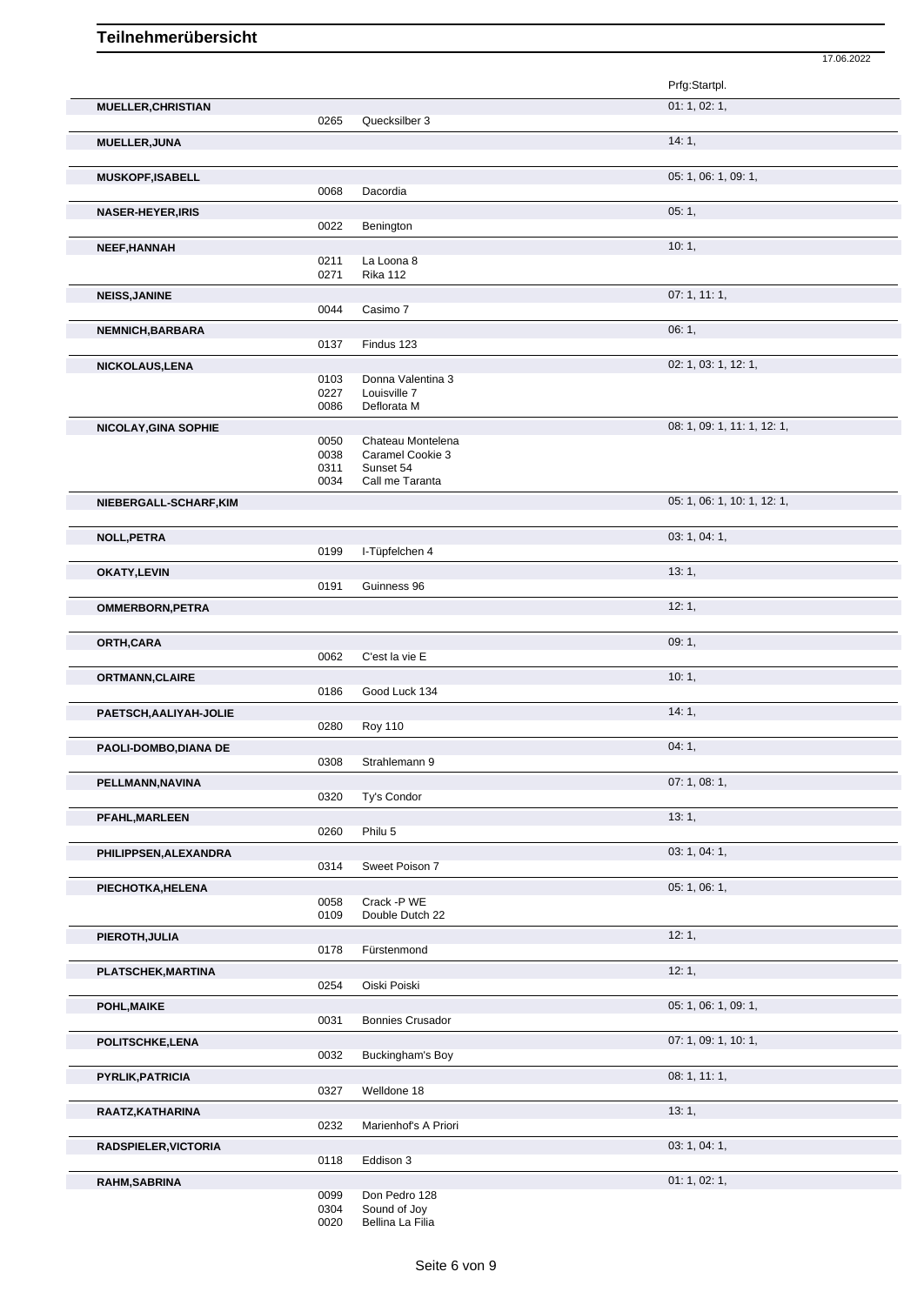# Teilnehmerübersicht

17.06.2022

| Teilnehmer | Nr. | Pferd | Prfg:Startpl. |
|---|---|---|---|
| **MUELLER,CHRISTIAN** | | | 01: 1, 02: 1, |
| | 0265 | Quecksilber 3 | |
| **MUELLER,JUNA** | | | 14: 1, |
| **MUSKOPF,ISABELL** | | | 05: 1, 06: 1, 09: 1, |
| | 0068 | Dacordia | |
| **NASER-HEYER,IRIS** | | | 05: 1, |
| | 0022 | Benington | |
| **NEEF,HANNAH** | | | 10: 1, |
| | 0211 | La Loona 8 | |
| | 0271 | Rika 112 | |
| **NEISS,JANINE** | | | 07: 1, 11: 1, |
| | 0044 | Casimo 7 | |
| **NEMNICH,BARBARA** | | | 06: 1, |
| | 0137 | Findus 123 | |
| **NICKOLAUS,LENA** | | | 02: 1, 03: 1, 12: 1, |
| | 0103 | Donna Valentina 3 | |
| | 0227 | Louisville 7 | |
| | 0086 | Deflorata M | |
| **NICOLAY,GINA SOPHIE** | | | 08: 1, 09: 1, 11: 1, 12: 1, |
| | 0050 | Chateau Montelena | |
| | 0038 | Caramel Cookie 3 | |
| | 0311 | Sunset 54 | |
| | 0034 | Call me Taranta | |
| **NIEBERGALL-SCHARF,KIM** | | | 05: 1, 06: 1, 10: 1, 12: 1, |
| **NOLL,PETRA** | | | 03: 1, 04: 1, |
| | 0199 | I-Tüpfelchen 4 | |
| **OKATY,LEVIN** | | | 13: 1, |
| | 0191 | Guinness 96 | |
| **OMMERBORN,PETRA** | | | 12: 1, |
| **ORTH,CARA** | | | 09: 1, |
| | 0062 | C'est la vie E | |
| **ORTMANN,CLAIRE** | | | 10: 1, |
| | 0186 | Good Luck 134 | |
| **PAETSCH,AALIYAH-JOLIE** | | | 14: 1, |
| | 0280 | Roy 110 | |
| **PAOLI-DOMBO,DIANA DE** | | | 04: 1, |
| | 0308 | Strahlemann 9 | |
| **PELLMANN,NAVINA** | | | 07: 1, 08: 1, |
| | 0320 | Ty's Condor | |
| **PFAHL,MARLEEN** | | | 13: 1, |
| | 0260 | Philu 5 | |
| **PHILIPPSEN,ALEXANDRA** | | | 03: 1, 04: 1, |
| | 0314 | Sweet Poison 7 | |
| **PIECHOTKA,HELENA** | | | 05: 1, 06: 1, |
| | 0058 | Crack -P WE | |
| | 0109 | Double Dutch 22 | |
| **PIEROTH,JULIA** | | | 12: 1, |
| | 0178 | Fürstenmond | |
| **PLATSCHEK,MARTINA** | | | 12: 1, |
| | 0254 | Oiski Poiski | |
| **POHL,MAIKE** | | | 05: 1, 06: 1, 09: 1, |
| | 0031 | Bonnies Crusador | |
| **POLITSCHKE,LENA** | | | 07: 1, 09: 1, 10: 1, |
| | 0032 | Buckingham's Boy | |
| **PYRLIK,PATRICIA** | | | 08: 1, 11: 1, |
| | 0327 | Welldone 18 | |
| **RAATZ,KATHARINA** | | | 13: 1, |
| | 0232 | Marienhof's A Priori | |
| **RADSPIELER,VICTORIA** | | | 03: 1, 04: 1, |
| | 0118 | Eddison 3 | |
| **RAHM,SABRINA** | | | 01: 1, 02: 1, |
| | 0099 | Don Pedro 128 | |
| | 0304 | Sound of Joy | |
| | 0020 | Bellina La Filia | |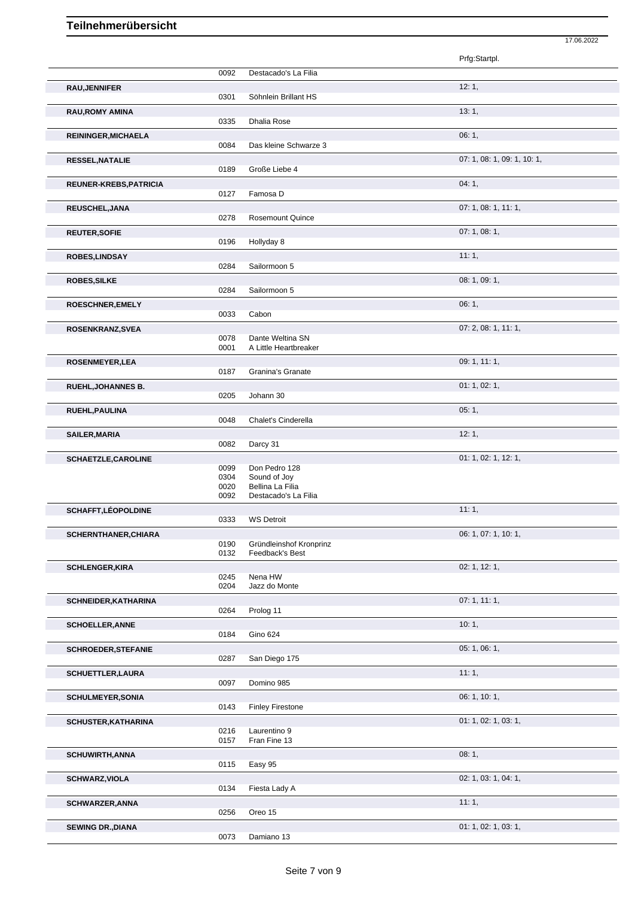# Teilnehmerübersicht

17.06.2022

| Teilnehmer | Nr. | Pferd | Prfg:Startpl. |
|---|---|---|---|
| | 0092 | Destacado's La Filia | |
| **RAU,JENNIFER** | | | 12: 1, |
| | 0301 | Söhnlein Brillant HS | |
| **RAU,ROMY AMINA** | | | 13: 1, |
| | 0335 | Dhalia Rose | |
| **REININGER,MICHAELA** | | | 06: 1, |
| | 0084 | Das kleine Schwarze 3 | |
| **RESSEL,NATALIE** | | | 07: 1, 08: 1, 09: 1, 10: 1, |
| | 0189 | Große Liebe 4 | |
| **REUNER-KREBS,PATRICIA** | | | 04: 1, |
| | 0127 | Famosa D | |
| **REUSCHEL,JANA** | | | 07: 1, 08: 1, 11: 1, |
| | 0278 | Rosemount Quince | |
| **REUTER,SOFIE** | | | 07: 1, 08: 1, |
| | 0196 | Hollyday 8 | |
| **ROBES,LINDSAY** | | | 11: 1, |
| | 0284 | Sailormoon 5 | |
| **ROBES,SILKE** | | | 08: 1, 09: 1, |
| | 0284 | Sailormoon 5 | |
| **ROESCHNER,EMELY** | | | 06: 1, |
| | 0033 | Cabon | |
| **ROSENKRANZ,SVEA** | | | 07: 2, 08: 1, 11: 1, |
| | 0078 | Dante Weltina SN | |
| | 0001 | A Little Heartbreaker | |
| **ROSENMEYER,LEA** | | | 09: 1, 11: 1, |
| | 0187 | Granina's Granate | |
| **RUEHL,JOHANNES B.** | | | 01: 1, 02: 1, |
| | 0205 | Johann 30 | |
| **RUEHL,PAULINA** | | | 05: 1, |
| | 0048 | Chalet's Cinderella | |
| **SAILER,MARIA** | | | 12: 1, |
| | 0082 | Darcy 31 | |
| **SCHAETZLE,CAROLINE** | | | 01: 1, 02: 1, 12: 1, |
| | 0099 | Don Pedro 128 | |
| | 0304 | Sound of Joy | |
| | 0020 | Bellina La Filia | |
| | 0092 | Destacado's La Filia | |
| **SCHAFFT,LÉOPOLDINE** | | | 11: 1, |
| | 0333 | WS Detroit | |
| **SCHERNTHANER,CHIARA** | | | 06: 1, 07: 1, 10: 1, |
| | 0190 | Gründleinshof Kronprinz | |
| | 0132 | Feedback's Best | |
| **SCHLENGER,KIRA** | | | 02: 1, 12: 1, |
| | 0245 | Nena HW | |
| | 0204 | Jazz do Monte | |
| **SCHNEIDER,KATHARINA** | | | 07: 1, 11: 1, |
| | 0264 | Prolog 11 | |
| **SCHOELLER,ANNE** | | | 10: 1, |
| | 0184 | Gino 624 | |
| **SCHROEDER,STEFANIE** | | | 05: 1, 06: 1, |
| | 0287 | San Diego 175 | |
| **SCHUETTLER,LAURA** | | | 11: 1, |
| | 0097 | Domino 985 | |
| **SCHULMEYER,SONIA** | | | 06: 1, 10: 1, |
| | 0143 | Finley Firestone | |
| **SCHUSTER,KATHARINA** | | | 01: 1, 02: 1, 03: 1, |
| | 0216 | Laurentino 9 | |
| | 0157 | Fran Fine 13 | |
| **SCHUWIRTH,ANNA** | | | 08: 1, |
| | 0115 | Easy 95 | |
| **SCHWARZ,VIOLA** | | | 02: 1, 03: 1, 04: 1, |
| | 0134 | Fiesta Lady A | |
| **SCHWARZER,ANNA** | | | 11: 1, |
| | 0256 | Oreo 15 | |
| **SEWING DR.,DIANA** | | | 01: 1, 02: 1, 03: 1, |
| | 0073 | Damiano 13 | |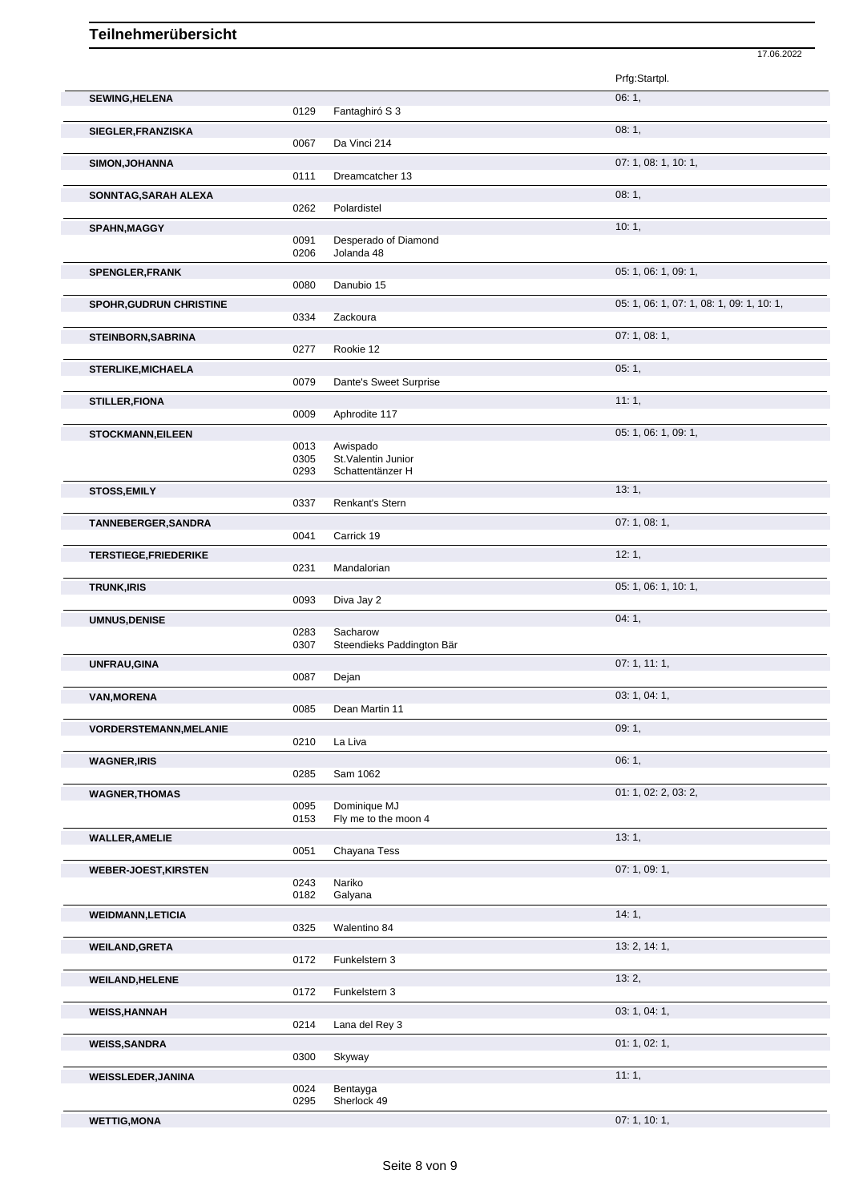# Teilnehmerübersicht

17.06.2022

| Name | Nr. | Pferd | Prfg:Startpl. |
|---|---|---|---|
| **SEWING,HELENA** | | | 06: 1, |
| | 0129 | Fantaghiró S 3 | |
| **SIEGLER,FRANZISKA** | | | 08: 1, |
| | 0067 | Da Vinci 214 | |
| **SIMON,JOHANNA** | | | 07: 1, 08: 1, 10: 1, |
| | 0111 | Dreamcatcher 13 | |
| **SONNTAG,SARAH ALEXA** | | | 08: 1, |
| | 0262 | Polardistel | |
| **SPAHN,MAGGY** | | | 10: 1, |
| | 0091 | Desperado of Diamond | |
| | 0206 | Jolanda 48 | |
| **SPENGLER,FRANK** | | | 05: 1, 06: 1, 09: 1, |
| | 0080 | Danubio 15 | |
| **SPOHR,GUDRUN CHRISTINE** | | | 05: 1, 06: 1, 07: 1, 08: 1, 09: 1, 10: 1, |
| | 0334 | Zackoura | |
| **STEINBORN,SABRINA** | | | 07: 1, 08: 1, |
| | 0277 | Rookie 12 | |
| **STERLIKE,MICHAELA** | | | 05: 1, |
| | 0079 | Dante's Sweet Surprise | |
| **STILLER,FIONA** | | | 11: 1, |
| | 0009 | Aphrodite 117 | |
| **STOCKMANN,EILEEN** | | | 05: 1, 06: 1, 09: 1, |
| | 0013 | Awispado | |
| | 0305 | St.Valentin Junior | |
| | 0293 | Schattentänzer H | |
| **STOSS,EMILY** | | | 13: 1, |
| | 0337 | Renkant's Stern | |
| **TANNEBERGER,SANDRA** | | | 07: 1, 08: 1, |
| | 0041 | Carrick 19 | |
| **TERSTIEGE,FRIEDERIKE** | | | 12: 1, |
| | 0231 | Mandalorian | |
| **TRUNK,IRIS** | | | 05: 1, 06: 1, 10: 1, |
| | 0093 | Diva Jay 2 | |
| **UMNUS,DENISE** | | | 04: 1, |
| | 0283 | Sacharow | |
| | 0307 | Steendieks Paddington Bär | |
| **UNFRAU,GINA** | | | 07: 1, 11: 1, |
| | 0087 | Dejan | |
| **VAN,MORENA** | | | 03: 1, 04: 1, |
| | 0085 | Dean Martin 11 | |
| **VORDERSTEMANN,MELANIE** | | | 09: 1, |
| | 0210 | La Liva | |
| **WAGNER,IRIS** | | | 06: 1, |
| | 0285 | Sam 1062 | |
| **WAGNER,THOMAS** | | | 01: 1, 02: 2, 03: 2, |
| | 0095 | Dominique MJ | |
| | 0153 | Fly me to the moon 4 | |
| **WALLER,AMELIE** | | | 13: 1, |
| | 0051 | Chayana Tess | |
| **WEBER-JOEST,KIRSTEN** | | | 07: 1, 09: 1, |
| | 0243 | Nariko | |
| | 0182 | Galyana | |
| **WEIDMANN,LETICIA** | | | 14: 1, |
| | 0325 | Walentino 84 | |
| **WEILAND,GRETA** | | | 13: 2, 14: 1, |
| | 0172 | Funkelstern 3 | |
| **WEILAND,HELENE** | | | 13: 2, |
| | 0172 | Funkelstern 3 | |
| **WEISS,HANNAH** | | | 03: 1, 04: 1, |
| | 0214 | Lana del Rey 3 | |
| **WEISS,SANDRA** | | | 01: 1, 02: 1, |
| | 0300 | Skyway | |
| **WEISSLEDER,JANINA** | | | 11: 1, |
| | 0024 | Bentayga | |
| | 0295 | Sherlock 49 | |
| **WETTIG,MONA** | | | 07: 1, 10: 1, |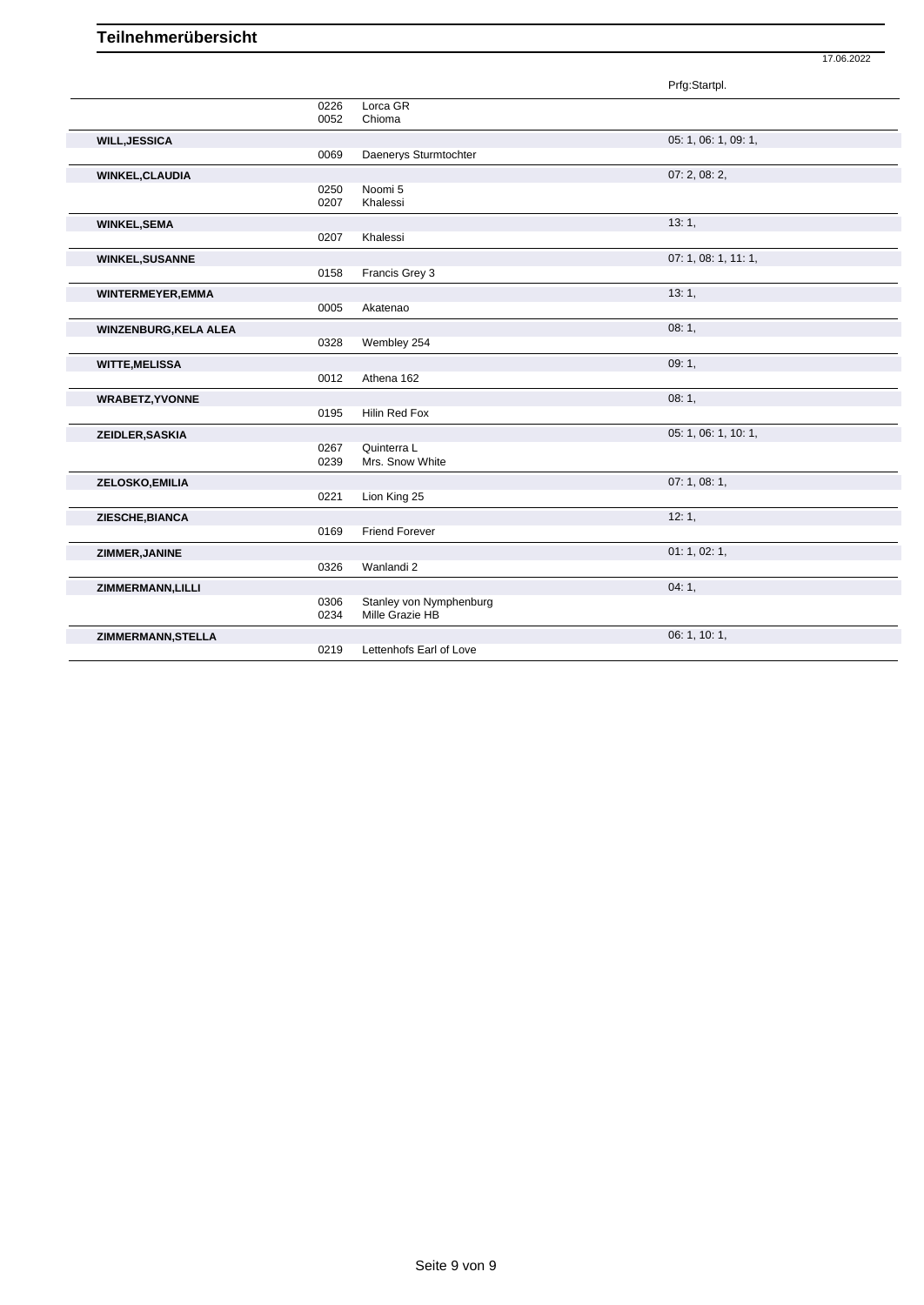# Teilnehmerübersicht

17.06.2022

| | | | Prfg:Startpl. |
|---|---|---|---|
| | 0226 | Lorca GR | |
| | 0052 | Chioma | |
| **WILL,JESSICA** | | | 05: 1, 06: 1, 09: 1, |
| | 0069 | Daenerys Sturmtochter | |
| **WINKEL,CLAUDIA** | | | 07: 2, 08: 2, |
| | 0250 | Noomi 5 | |
| | 0207 | Khalessi | |
| **WINKEL,SEMA** | | | 13: 1, |
| | 0207 | Khalessi | |
| **WINKEL,SUSANNE** | | | 07: 1, 08: 1, 11: 1, |
| | 0158 | Francis Grey 3 | |
| **WINTERMEYER,EMMA** | | | 13: 1, |
| | 0005 | Akatenao | |
| **WINZENBURG,KELA ALEA** | | | 08: 1, |
| | 0328 | Wembley 254 | |
| **WITTE,MELISSA** | | | 09: 1, |
| | 0012 | Athena 162 | |
| **WRABETZ,YVONNE** | | | 08: 1, |
| | 0195 | Hilin Red Fox | |
| **ZEIDLER,SASKIA** | | | 05: 1, 06: 1, 10: 1, |
| | 0267 | Quinterra L | |
| | 0239 | Mrs. Snow White | |
| **ZELOSKO,EMILIA** | | | 07: 1, 08: 1, |
| | 0221 | Lion King 25 | |
| **ZIESCHE,BIANCA** | | | 12: 1, |
| | 0169 | Friend Forever | |
| **ZIMMER,JANINE** | | | 01: 1, 02: 1, |
| | 0326 | Wanlandi 2 | |
| **ZIMMERMANN,LILLI** | | | 04: 1, |
| | 0306 | Stanley von Nymphenburg | |
| | 0234 | Mille Grazie HB | |
| **ZIMMERMANN,STELLA** | | | 06: 1, 10: 1, |
| | 0219 | Lettenhofs Earl of Love | |